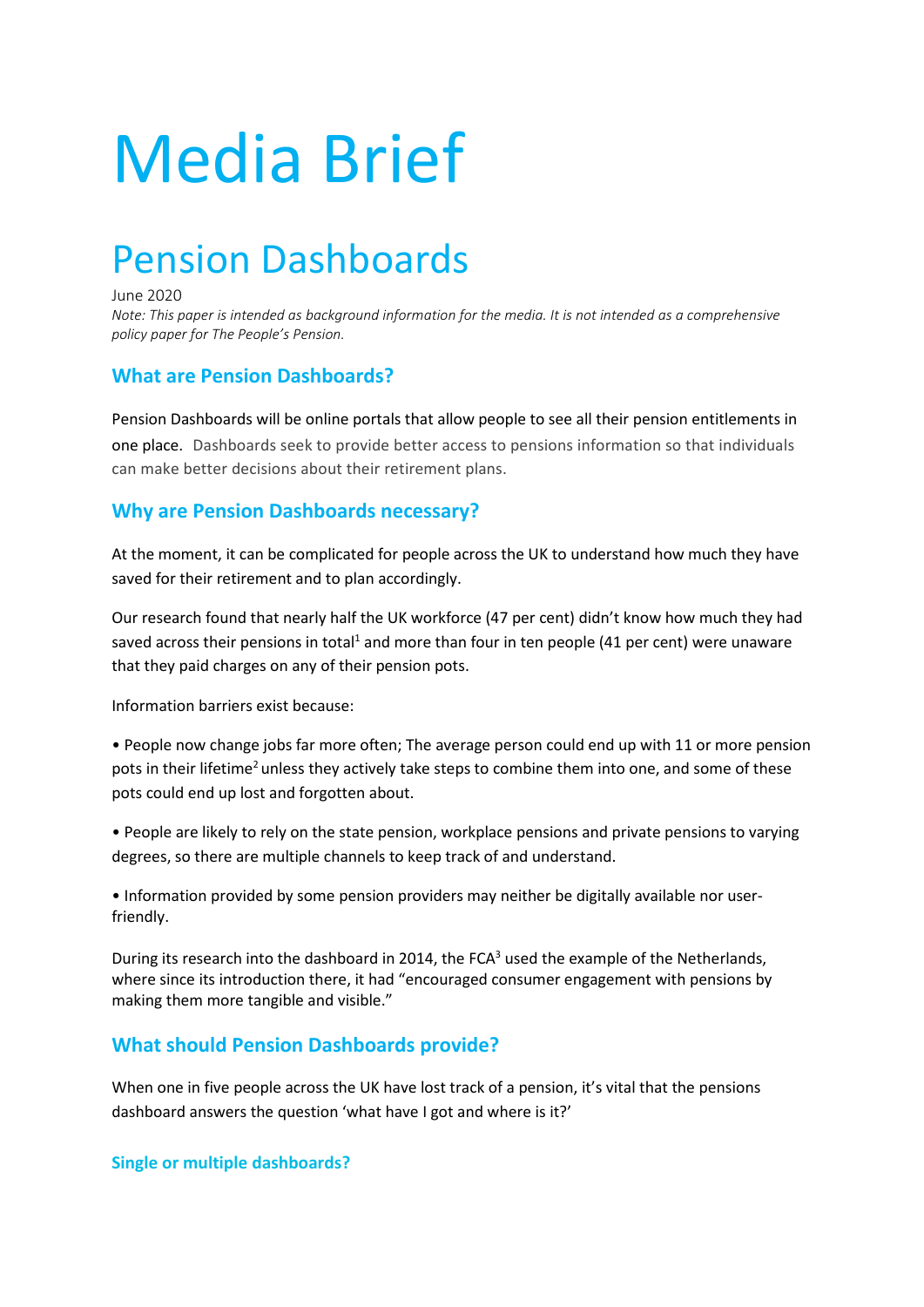# Media Brief

## Pension Dashboards

June 2020

*Note: This paper is intended as background information for the media. It is not intended as a comprehensive policy paper for The People's Pension.*

### What are Pension Dashboards?

Pension Dashboards will be online portals that allow people to see all their pension entitlements in one place. Dashboards seek to provide better access to pensions information so that individuals can make better decisions about their retirement plans.

### Why are Pension Dashboards necessary?

At the moment, it can be complicated for people across the UK to understand how much they have saved for their retirement and to plan accordingly.

Our research found that nearly half the UK workforce (47 per cent) didn't know how much they had saved across their pensions in total[1] and more than four in ten people (41 per cent) were unaware that they paid charges on any of their pension pots.

Information barriers exist because:

- People now change jobs far more often; The average person could end up with 11 or more pension pots in their lifetime[2] unless they actively take steps to combine them into one, and some of these pots could end up lost and forgotten about.
- People are likely to rely on the state pension, workplace pensions and private pensions to varying degrees, so there are multiple channels to keep track of and understand.
- Information provided by some pension providers may neither be digitally available nor user-friendly.

During its research into the dashboard in 2014, the FCA[3] used the example of the Netherlands, where since its introduction there, it had "encouraged consumer engagement with pensions by making them more tangible and visible."

### What should Pension Dashboards provide?

When one in five people across the UK have lost track of a pension, it's vital that the pensions dashboard answers the question 'what have I got and where is it?'

#### Single or multiple dashboards?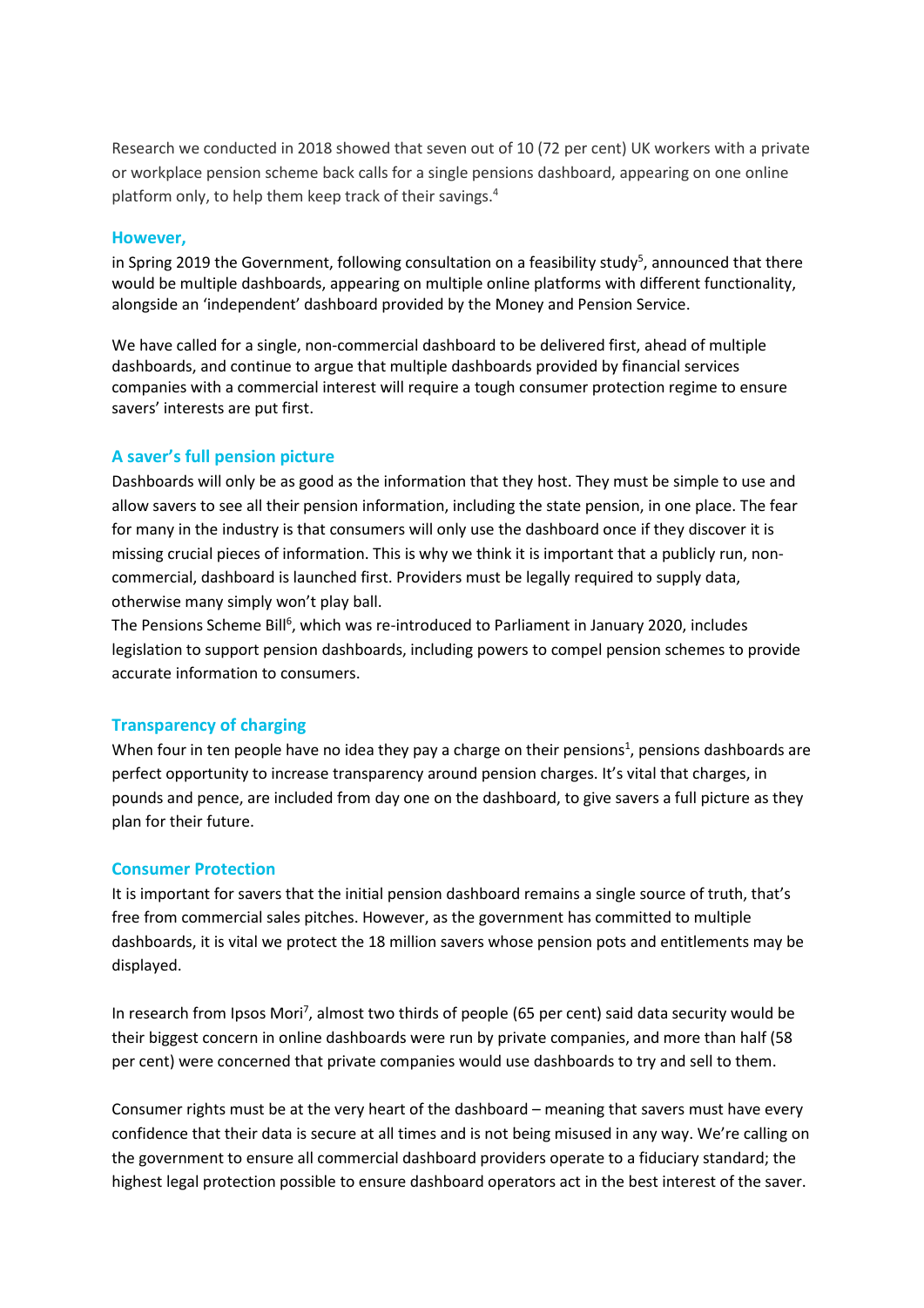Research we conducted in 2018 showed that seven out of 10 (72 per cent) UK workers with a private or workplace pension scheme back calls for a single pensions dashboard, appearing on one online platform only, to help them keep track of their savings.[4]

## However,

in Spring 2019 the Government, following consultation on a feasibility study[5], announced that there would be multiple dashboards, appearing on multiple online platforms with different functionality, alongside an 'independent' dashboard provided by the Money and Pension Service.

We have called for a single, non-commercial dashboard to be delivered first, ahead of multiple dashboards, and continue to argue that multiple dashboards provided by financial services companies with a commercial interest will require a tough consumer protection regime to ensure savers' interests are put first.

## A saver's full pension picture

Dashboards will only be as good as the information that they host. They must be simple to use and allow savers to see all their pension information, including the state pension, in one place. The fear for many in the industry is that consumers will only use the dashboard once if they discover it is missing crucial pieces of information. This is why we think it is important that a publicly run, non-commercial, dashboard is launched first. Providers must be legally required to supply data, otherwise many simply won't play ball.

The Pensions Scheme Bill[6], which was re-introduced to Parliament in January 2020, includes legislation to support pension dashboards, including powers to compel pension schemes to provide accurate information to consumers.

## Transparency of charging

When four in ten people have no idea they pay a charge on their pensions[1], pensions dashboards are perfect opportunity to increase transparency around pension charges. It's vital that charges, in pounds and pence, are included from day one on the dashboard, to give savers a full picture as they plan for their future.

## Consumer Protection

It is important for savers that the initial pension dashboard remains a single source of truth, that's free from commercial sales pitches. However, as the government has committed to multiple dashboards, it is vital we protect the 18 million savers whose pension pots and entitlements may be displayed.

In research from Ipsos Mori[7], almost two thirds of people (65 per cent) said data security would be their biggest concern in online dashboards were run by private companies, and more than half (58 per cent) were concerned that private companies would use dashboards to try and sell to them.

Consumer rights must be at the very heart of the dashboard – meaning that savers must have every confidence that their data is secure at all times and is not being misused in any way. We're calling on the government to ensure all commercial dashboard providers operate to a fiduciary standard; the highest legal protection possible to ensure dashboard operators act in the best interest of the saver.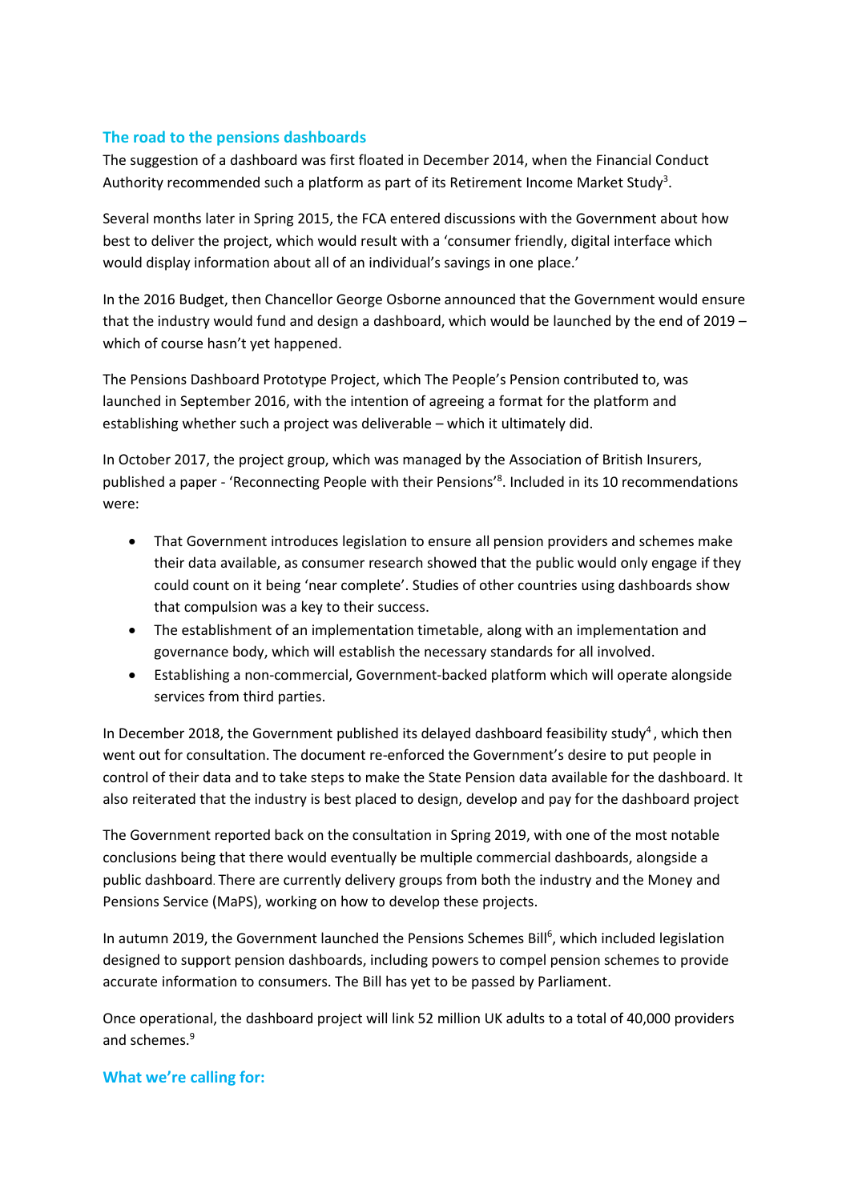## The road to the pensions dashboards

The suggestion of a dashboard was first floated in December 2014, when the Financial Conduct Authority recommended such a platform as part of its Retirement Income Market Study[3].

Several months later in Spring 2015, the FCA entered discussions with the Government about how best to deliver the project, which would result with a 'consumer friendly, digital interface which would display information about all of an individual's savings in one place.'

In the 2016 Budget, then Chancellor George Osborne announced that the Government would ensure that the industry would fund and design a dashboard, which would be launched by the end of 2019 – which of course hasn't yet happened.

The Pensions Dashboard Prototype Project, which The People's Pension contributed to, was launched in September 2016, with the intention of agreeing a format for the platform and establishing whether such a project was deliverable – which it ultimately did.

In October 2017, the project group, which was managed by the Association of British Insurers, published a paper - 'Reconnecting People with their Pensions'[8]. Included in its 10 recommendations were:

- That Government introduces legislation to ensure all pension providers and schemes make their data available, as consumer research showed that the public would only engage if they could count on it being 'near complete'. Studies of other countries using dashboards show that compulsion was a key to their success.
- The establishment of an implementation timetable, along with an implementation and governance body, which will establish the necessary standards for all involved.
- Establishing a non-commercial, Government-backed platform which will operate alongside services from third parties.

In December 2018, the Government published its delayed dashboard feasibility study[4], which then went out for consultation. The document re-enforced the Government's desire to put people in control of their data and to take steps to make the State Pension data available for the dashboard. It also reiterated that the industry is best placed to design, develop and pay for the dashboard project

The Government reported back on the consultation in Spring 2019, with one of the most notable conclusions being that there would eventually be multiple commercial dashboards, alongside a public dashboard. There are currently delivery groups from both the industry and the Money and Pensions Service (MaPS), working on how to develop these projects.

In autumn 2019, the Government launched the Pensions Schemes Bill[6], which included legislation designed to support pension dashboards, including powers to compel pension schemes to provide accurate information to consumers. The Bill has yet to be passed by Parliament.

Once operational, the dashboard project will link 52 million UK adults to a total of 40,000 providers and schemes.[9]

## What we're calling for: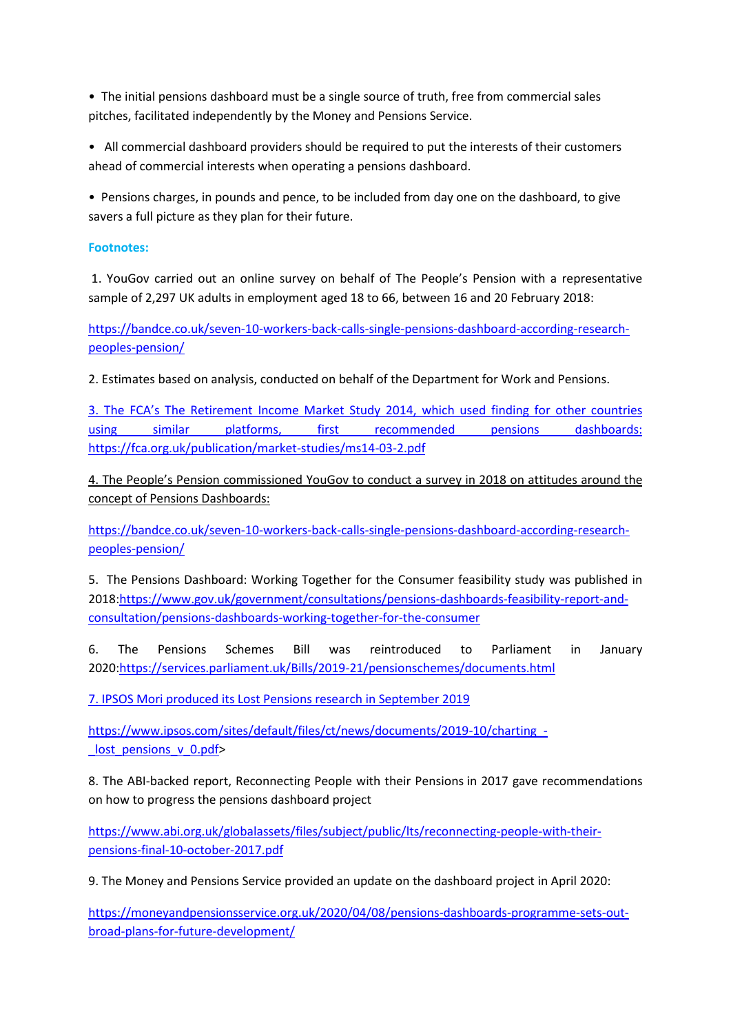- The initial pensions dashboard must be a single source of truth, free from commercial sales pitches, facilitated independently by the Money and Pensions Service.

- All commercial dashboard providers should be required to put the interests of their customers ahead of commercial interests when operating a pensions dashboard.

- Pensions charges, in pounds and pence, to be included from day one on the dashboard, to give savers a full picture as they plan for their future.

**Footnotes:**

1. YouGov carried out an online survey on behalf of The People's Pension with a representative sample of 2,297 UK adults in employment aged 18 to 66, between 16 and 20 February 2018:

https://bandce.co.uk/seven-10-workers-back-calls-single-pensions-dashboard-according-research-peoples-pension/

2. Estimates based on analysis, conducted on behalf of the Department for Work and Pensions.

3. The FCA's The Retirement Income Market Study 2014, which used finding for other countries using similar platforms, first recommended pensions dashboards: https://fca.org.uk/publication/market-studies/ms14-03-2.pdf

4. The People's Pension commissioned YouGov to conduct a survey in 2018 on attitudes around the concept of Pensions Dashboards:

https://bandce.co.uk/seven-10-workers-back-calls-single-pensions-dashboard-according-research-peoples-pension/

5. The Pensions Dashboard: Working Together for the Consumer feasibility study was published in 2018:https://www.gov.uk/government/consultations/pensions-dashboards-feasibility-report-and-consultation/pensions-dashboards-working-together-for-the-consumer

6. The Pensions Schemes Bill was reintroduced to Parliament in January 2020:https://services.parliament.uk/Bills/2019-21/pensionschemes/documents.html

7. IPSOS Mori produced its Lost Pensions research in September 2019

https://www.ipsos.com/sites/default/files/ct/news/documents/2019-10/charting_-_lost_pensions_v_0.pdf>

8. The ABI-backed report, Reconnecting People with their Pensions in 2017 gave recommendations on how to progress the pensions dashboard project

https://www.abi.org.uk/globalassets/files/subject/public/lts/reconnecting-people-with-their-pensions-final-10-october-2017.pdf

9. The Money and Pensions Service provided an update on the dashboard project in April 2020:

https://moneyandpensionsservice.org.uk/2020/04/08/pensions-dashboards-programme-sets-out-broad-plans-for-future-development/